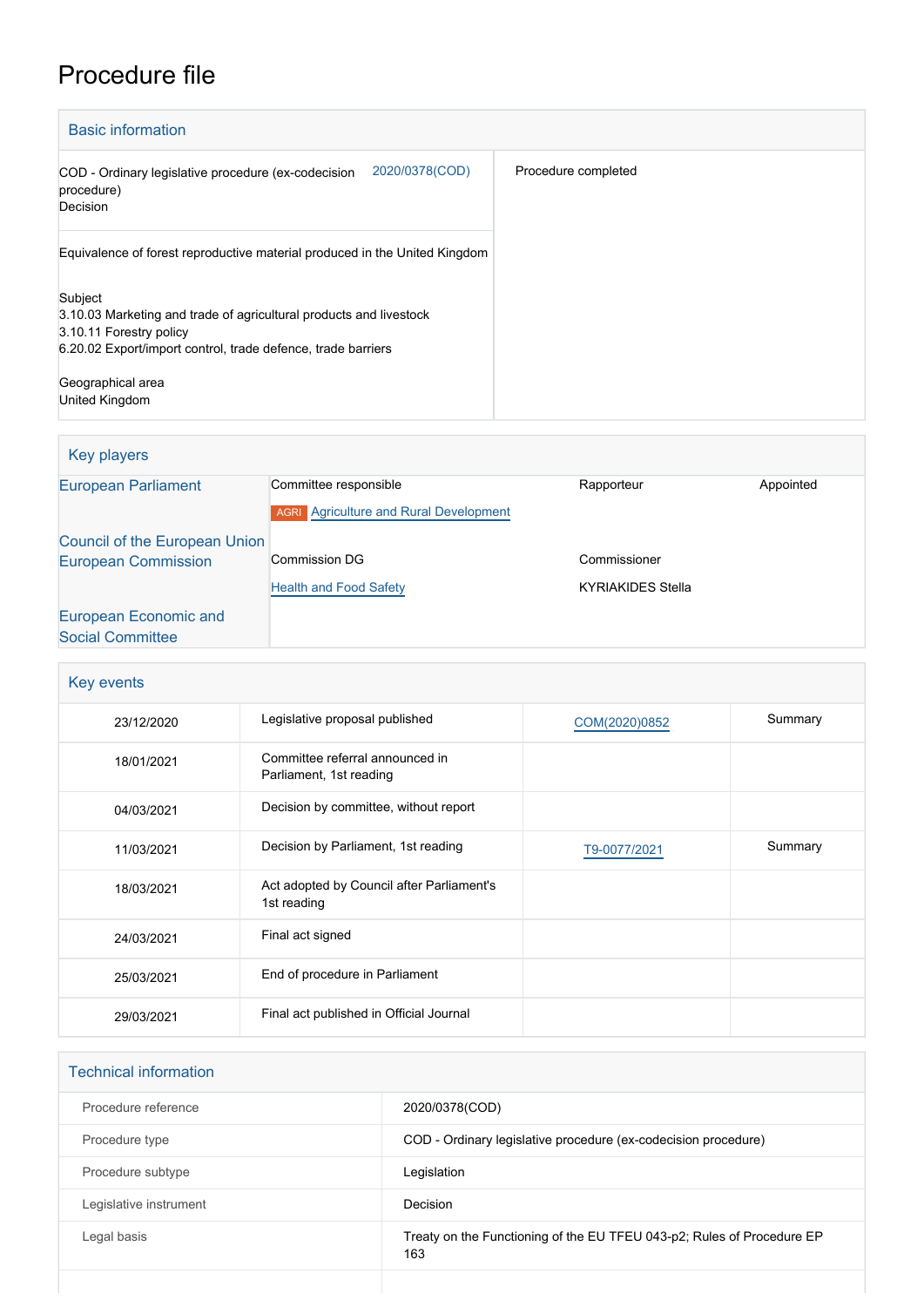# Procedure file

## Basic information

| | |
|---|---|
| COD - Ordinary legislative procedure (ex-codecision procedure)<br>Decision 2020/0378(COD) | Procedure completed |
| Equivalence of forest reproductive material produced in the United Kingdom | |
| Subject<br>3.10.03 Marketing and trade of agricultural products and livestock<br>3.10.11 Forestry policy<br>6.20.02 Export/import control, trade defence, trade barriers<br><br>Geographical area<br>United Kingdom | |

## Key players

| | | | |
|---|---|---|---|
| European Parliament | Committee responsible<br>AGRI Agriculture and Rural Development | Rapporteur | Appointed |
| Council of the European Union | | | |
| European Commission | Commission DG<br>Health and Food Safety | Commissioner<br>KYRIAKIDES Stella | |
| European Economic and Social Committee | | | |

## Key events

| | | | |
|---|---|---|---|
| 23/12/2020 | Legislative proposal published | COM(2020)0852 | Summary |
| 18/01/2021 | Committee referral announced in Parliament, 1st reading | | |
| 04/03/2021 | Decision by committee, without report | | |
| 11/03/2021 | Decision by Parliament, 1st reading | T9-0077/2021 | Summary |
| 18/03/2021 | Act adopted by Council after Parliament's 1st reading | | |
| 24/03/2021 | Final act signed | | |
| 25/03/2021 | End of procedure in Parliament | | |
| 29/03/2021 | Final act published in Official Journal | | |

## Technical information

| | |
|---|---|
| Procedure reference | 2020/0378(COD) |
| Procedure type | COD - Ordinary legislative procedure (ex-codecision procedure) |
| Procedure subtype | Legislation |
| Legislative instrument | Decision |
| Legal basis | Treaty on the Functioning of the EU TFEU 043-p2; Rules of Procedure EP 163 |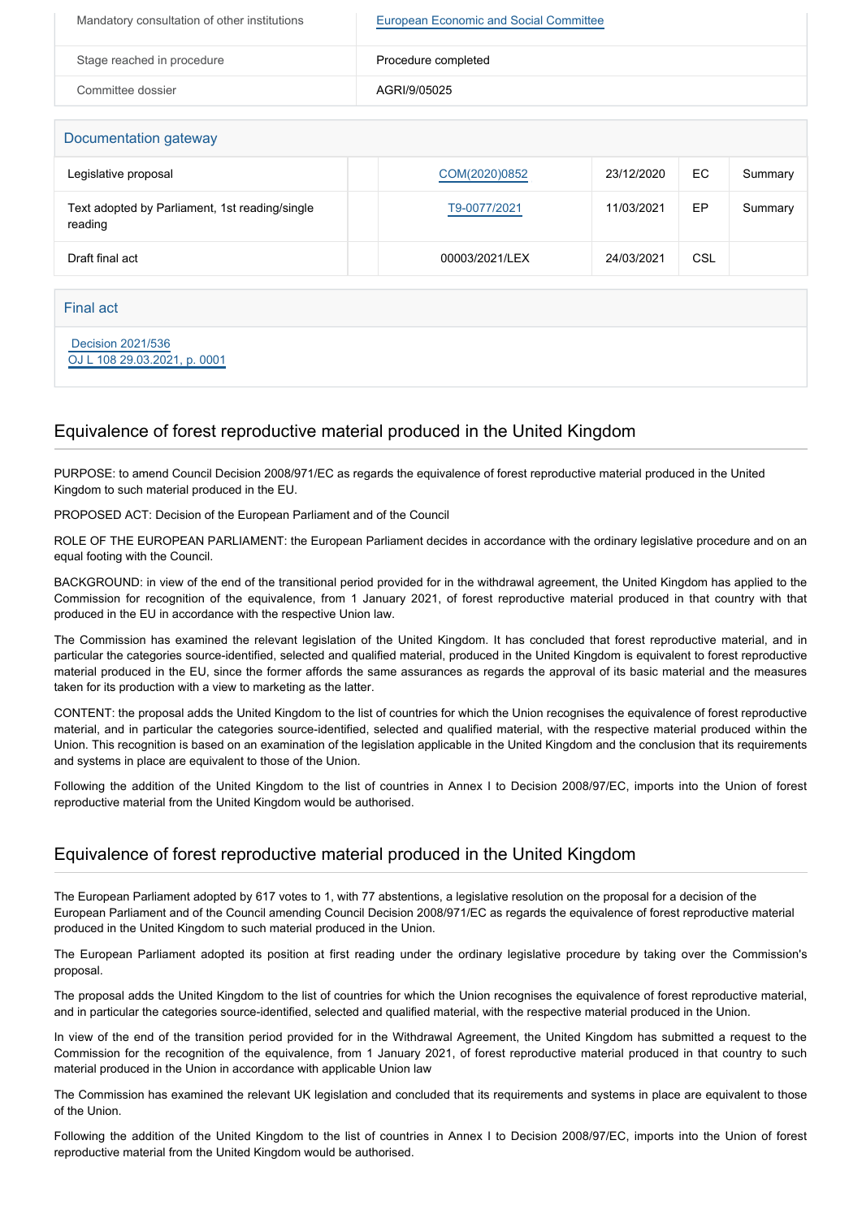| | |
|---|---|
| Mandatory consultation of other institutions | European Economic and Social Committee |
| Stage reached in procedure | Procedure completed |
| Committee dossier | AGRI/9/05025 |

## Documentation gateway

| | | | | | |
|---|---|---|---|---|---|
| Legislative proposal | | COM(2020)0852 | 23/12/2020 | EC | Summary |
| Text adopted by Parliament, 1st reading/single reading | | T9-0077/2021 | 11/03/2021 | EP | Summary |
| Draft final act | | 00003/2021/LEX | 24/03/2021 | CSL | |

## Final act

Decision 2021/536
OJ L 108 29.03.2021, p. 0001

## Equivalence of forest reproductive material produced in the United Kingdom

PURPOSE: to amend Council Decision 2008/971/EC as regards the equivalence of forest reproductive material produced in the United Kingdom to such material produced in the EU.

PROPOSED ACT: Decision of the European Parliament and of the Council

ROLE OF THE EUROPEAN PARLIAMENT: the European Parliament decides in accordance with the ordinary legislative procedure and on an equal footing with the Council.

BACKGROUND: in view of the end of the transitional period provided for in the withdrawal agreement, the United Kingdom has applied to the Commission for recognition of the equivalence, from 1 January 2021, of forest reproductive material produced in that country with that produced in the EU in accordance with the respective Union law.

The Commission has examined the relevant legislation of the United Kingdom. It has concluded that forest reproductive material, and in particular the categories source-identified, selected and qualified material, produced in the United Kingdom is equivalent to forest reproductive material produced in the EU, since the former affords the same assurances as regards the approval of its basic material and the measures taken for its production with a view to marketing as the latter.

CONTENT: the proposal adds the United Kingdom to the list of countries for which the Union recognises the equivalence of forest reproductive material, and in particular the categories source-identified, selected and qualified material, with the respective material produced within the Union. This recognition is based on an examination of the legislation applicable in the United Kingdom and the conclusion that its requirements and systems in place are equivalent to those of the Union.

Following the addition of the United Kingdom to the list of countries in Annex I to Decision 2008/97/EC, imports into the Union of forest reproductive material from the United Kingdom would be authorised.

## Equivalence of forest reproductive material produced in the United Kingdom

The European Parliament adopted by 617 votes to 1, with 77 abstentions, a legislative resolution on the proposal for a decision of the European Parliament and of the Council amending Council Decision 2008/971/EC as regards the equivalence of forest reproductive material produced in the United Kingdom to such material produced in the Union.

The European Parliament adopted its position at first reading under the ordinary legislative procedure by taking over the Commission's proposal.

The proposal adds the United Kingdom to the list of countries for which the Union recognises the equivalence of forest reproductive material, and in particular the categories source-identified, selected and qualified material, with the respective material produced in the Union.

In view of the end of the transition period provided for in the Withdrawal Agreement, the United Kingdom has submitted a request to the Commission for the recognition of the equivalence, from 1 January 2021, of forest reproductive material produced in that country to such material produced in the Union in accordance with applicable Union law

The Commission has examined the relevant UK legislation and concluded that its requirements and systems in place are equivalent to those of the Union.

Following the addition of the United Kingdom to the list of countries in Annex I to Decision 2008/97/EC, imports into the Union of forest reproductive material from the United Kingdom would be authorised.